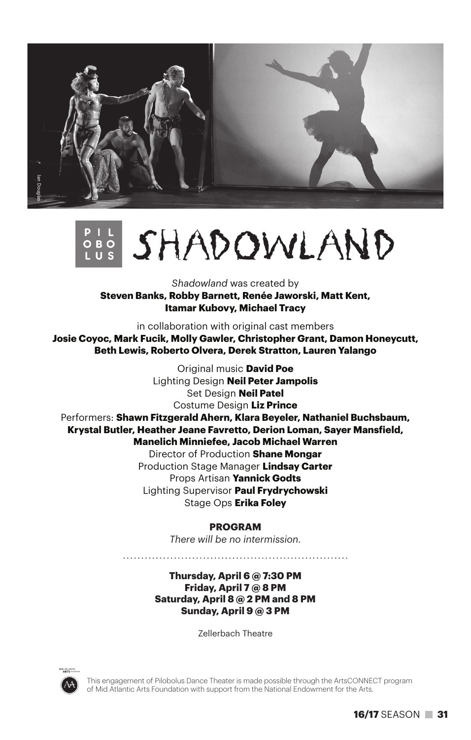Ian Douglas

# PILOBOLUS SHADOWLAND

*Shadowland* was created by
**Steven Banks, Robby Barnett, Renée Jaworski, Matt Kent, Itamar Kubovy, Michael Tracy**

in collaboration with original cast members
**Josie Coyoc, Mark Fucik, Molly Gawler, Christopher Grant, Damon Honeycutt, Beth Lewis, Roberto Olvera, Derek Stratton, Lauren Yalango**

Original music **David Poe**
Lighting Design **Neil Peter Jampolis**
Set Design **Neil Patel**
Costume Design **Liz Prince**
Performers: **Shawn Fitzgerald Ahern, Klara Beyeler, Nathaniel Buchsbaum, Krystal Butler, Heather Jeane Favretto, Derion Loman, Sayer Mansfield, Manelich Minniefee, Jacob Michael Warren**
Director of Production **Shane Mongar**
Production Stage Manager **Lindsay Carter**
Props Artisan **Yannick Godts**
Lighting Supervisor **Paul Frydrychowski**
Stage Ops **Erika Foley**

**PROGRAM**

*There will be no intermission.*

**Thursday, April 6 @ 7:30 PM**
**Friday, April 7 @ 8 PM**
**Saturday, April 8 @ 2 PM and 8 PM**
**Sunday, April 9 @ 3 PM**

Zellerbach Theatre

MID ATLANTIC ARTS FOUNDATION

This engagement of Pilobolus Dance Theater is made possible through the ArtsCONNECT program of Mid Atlantic Arts Foundation with support from the National Endowment for the Arts.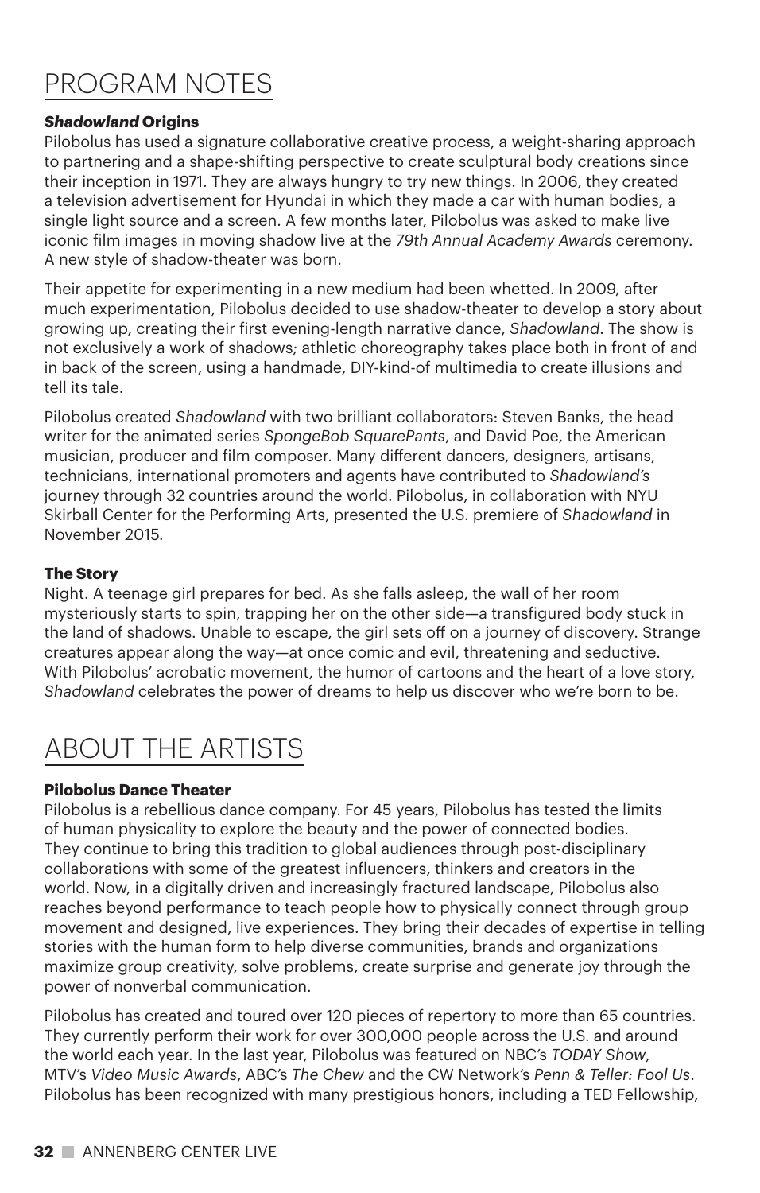# PROGRAM NOTES

### ***Shadowland*** **Origins**

Pilobolus has used a signature collaborative creative process, a weight-sharing approach to partnering and a shape-shifting perspective to create sculptural body creations since their inception in 1971. They are always hungry to try new things. In 2006, they created a television advertisement for Hyundai in which they made a car with human bodies, a single light source and a screen. A few months later, Pilobolus was asked to make live iconic film images in moving shadow live at the *79th Annual Academy Awards* ceremony. A new style of shadow-theater was born.

Their appetite for experimenting in a new medium had been whetted. In 2009, after much experimentation, Pilobolus decided to use shadow-theater to develop a story about growing up, creating their first evening-length narrative dance, *Shadowland*. The show is not exclusively a work of shadows; athletic choreography takes place both in front of and in back of the screen, using a handmade, DIY-kind-of multimedia to create illusions and tell its tale.

Pilobolus created *Shadowland* with two brilliant collaborators: Steven Banks, the head writer for the animated series *SpongeBob SquarePants*, and David Poe, the American musician, producer and film composer. Many different dancers, designers, artisans, technicians, international promoters and agents have contributed to *Shadowland's* journey through 32 countries around the world. Pilobolus, in collaboration with NYU Skirball Center for the Performing Arts, presented the U.S. premiere of *Shadowland* in November 2015.

### **The Story**

Night. A teenage girl prepares for bed. As she falls asleep, the wall of her room mysteriously starts to spin, trapping her on the other side—a transfigured body stuck in the land of shadows. Unable to escape, the girl sets off on a journey of discovery. Strange creatures appear along the way—at once comic and evil, threatening and seductive. With Pilobolus' acrobatic movement, the humor of cartoons and the heart of a love story, *Shadowland* celebrates the power of dreams to help us discover who we're born to be.

# ABOUT THE ARTISTS

### **Pilobolus Dance Theater**

Pilobolus is a rebellious dance company. For 45 years, Pilobolus has tested the limits of human physicality to explore the beauty and the power of connected bodies. They continue to bring this tradition to global audiences through post-disciplinary collaborations with some of the greatest influencers, thinkers and creators in the world. Now, in a digitally driven and increasingly fractured landscape, Pilobolus also reaches beyond performance to teach people how to physically connect through group movement and designed, live experiences. They bring their decades of expertise in telling stories with the human form to help diverse communities, brands and organizations maximize group creativity, solve problems, create surprise and generate joy through the power of nonverbal communication.

Pilobolus has created and toured over 120 pieces of repertory to more than 65 countries. They currently perform their work for over 300,000 people across the U.S. and around the world each year. In the last year, Pilobolus was featured on NBC's *TODAY Show*, MTV's *Video Music Awards*, ABC's *The Chew* and the CW Network's *Penn & Teller: Fool Us*. Pilobolus has been recognized with many prestigious honors, including a TED Fellowship,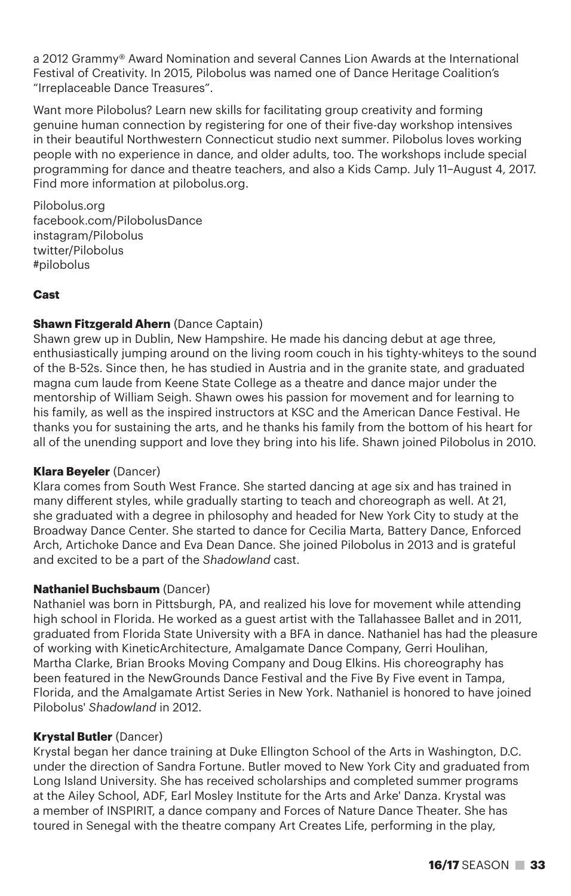a 2012 Grammy® Award Nomination and several Cannes Lion Awards at the International Festival of Creativity. In 2015, Pilobolus was named one of Dance Heritage Coalition's "Irreplaceable Dance Treasures".

Want more Pilobolus? Learn new skills for facilitating group creativity and forming genuine human connection by registering for one of their five-day workshop intensives in their beautiful Northwestern Connecticut studio next summer. Pilobolus loves working people with no experience in dance, and older adults, too. The workshops include special programming for dance and theatre teachers, and also a Kids Camp. July 11–August 4, 2017. Find more information at pilobolus.org.

Pilobolus.org
facebook.com/PilobolusDance
instagram/Pilobolus
twitter/Pilobolus
#pilobolus

## Cast

**Shawn Fitzgerald Ahern** (Dance Captain)
Shawn grew up in Dublin, New Hampshire. He made his dancing debut at age three, enthusiastically jumping around on the living room couch in his tighty-whiteys to the sound of the B-52s. Since then, he has studied in Austria and in the granite state, and graduated magna cum laude from Keene State College as a theatre and dance major under the mentorship of William Seigh. Shawn owes his passion for movement and for learning to his family, as well as the inspired instructors at KSC and the American Dance Festival. He thanks you for sustaining the arts, and he thanks his family from the bottom of his heart for all of the unending support and love they bring into his life. Shawn joined Pilobolus in 2010.

**Klara Beyeler** (Dancer)
Klara comes from South West France. She started dancing at age six and has trained in many different styles, while gradually starting to teach and choreograph as well. At 21, she graduated with a degree in philosophy and headed for New York City to study at the Broadway Dance Center. She started to dance for Cecilia Marta, Battery Dance, Enforced Arch, Artichoke Dance and Eva Dean Dance. She joined Pilobolus in 2013 and is grateful and excited to be a part of the *Shadowland* cast.

**Nathaniel Buchsbaum** (Dancer)
Nathaniel was born in Pittsburgh, PA, and realized his love for movement while attending high school in Florida. He worked as a guest artist with the Tallahassee Ballet and in 2011, graduated from Florida State University with a BFA in dance. Nathaniel has had the pleasure of working with KineticArchitecture, Amalgamate Dance Company, Gerri Houlihan, Martha Clarke, Brian Brooks Moving Company and Doug Elkins. His choreography has been featured in the NewGrounds Dance Festival and the Five By Five event in Tampa, Florida, and the Amalgamate Artist Series in New York. Nathaniel is honored to have joined Pilobolus' *Shadowland* in 2012.

**Krystal Butler** (Dancer)
Krystal began her dance training at Duke Ellington School of the Arts in Washington, D.C. under the direction of Sandra Fortune. Butler moved to New York City and graduated from Long Island University. She has received scholarships and completed summer programs at the Ailey School, ADF, Earl Mosley Institute for the Arts and Arke' Danza. Krystal was a member of INSPIRIT, a dance company and Forces of Nature Dance Theater. She has toured in Senegal with the theatre company Art Creates Life, performing in the play,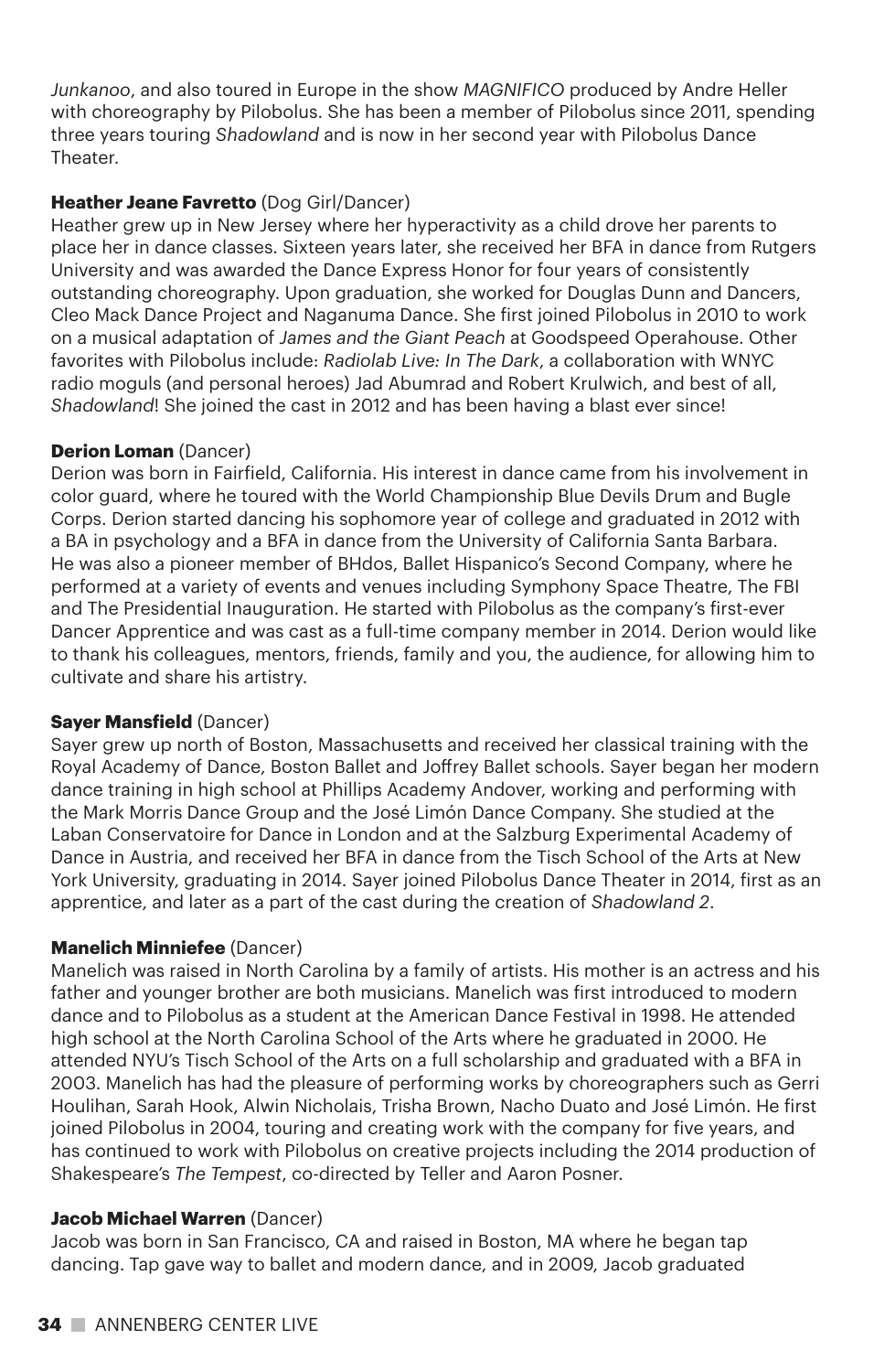*Junkanoo*, and also toured in Europe in the show *MAGNIFICO* produced by Andre Heller with choreography by Pilobolus. She has been a member of Pilobolus since 2011, spending three years touring *Shadowland* and is now in her second year with Pilobolus Dance Theater.

**Heather Jeane Favretto** (Dog Girl/Dancer)
Heather grew up in New Jersey where her hyperactivity as a child drove her parents to place her in dance classes. Sixteen years later, she received her BFA in dance from Rutgers University and was awarded the Dance Express Honor for four years of consistently outstanding choreography. Upon graduation, she worked for Douglas Dunn and Dancers, Cleo Mack Dance Project and Naganuma Dance. She first joined Pilobolus in 2010 to work on a musical adaptation of *James and the Giant Peach* at Goodspeed Operahouse. Other favorites with Pilobolus include: *Radiolab Live: In The Dark*, a collaboration with WNYC radio moguls (and personal heroes) Jad Abumrad and Robert Krulwich, and best of all, *Shadowland*! She joined the cast in 2012 and has been having a blast ever since!

**Derion Loman** (Dancer)
Derion was born in Fairfield, California. His interest in dance came from his involvement in color guard, where he toured with the World Championship Blue Devils Drum and Bugle Corps. Derion started dancing his sophomore year of college and graduated in 2012 with a BA in psychology and a BFA in dance from the University of California Santa Barbara. He was also a pioneer member of BHdos, Ballet Hispanico's Second Company, where he performed at a variety of events and venues including Symphony Space Theatre, The FBI and The Presidential Inauguration. He started with Pilobolus as the company's first-ever Dancer Apprentice and was cast as a full-time company member in 2014. Derion would like to thank his colleagues, mentors, friends, family and you, the audience, for allowing him to cultivate and share his artistry.

**Sayer Mansfield** (Dancer)
Sayer grew up north of Boston, Massachusetts and received her classical training with the Royal Academy of Dance, Boston Ballet and Joffrey Ballet schools. Sayer began her modern dance training in high school at Phillips Academy Andover, working and performing with the Mark Morris Dance Group and the José Limón Dance Company. She studied at the Laban Conservatoire for Dance in London and at the Salzburg Experimental Academy of Dance in Austria, and received her BFA in dance from the Tisch School of the Arts at New York University, graduating in 2014. Sayer joined Pilobolus Dance Theater in 2014, first as an apprentice, and later as a part of the cast during the creation of *Shadowland 2*.

**Manelich Minniefee** (Dancer)
Manelich was raised in North Carolina by a family of artists. His mother is an actress and his father and younger brother are both musicians. Manelich was first introduced to modern dance and to Pilobolus as a student at the American Dance Festival in 1998. He attended high school at the North Carolina School of the Arts where he graduated in 2000. He attended NYU's Tisch School of the Arts on a full scholarship and graduated with a BFA in 2003. Manelich has had the pleasure of performing works by choreographers such as Gerri Houlihan, Sarah Hook, Alwin Nicholais, Trisha Brown, Nacho Duato and José Limón. He first joined Pilobolus in 2004, touring and creating work with the company for five years, and has continued to work with Pilobolus on creative projects including the 2014 production of Shakespeare's *The Tempest*, co-directed by Teller and Aaron Posner.

**Jacob Michael Warren** (Dancer)
Jacob was born in San Francisco, CA and raised in Boston, MA where he began tap dancing. Tap gave way to ballet and modern dance, and in 2009, Jacob graduated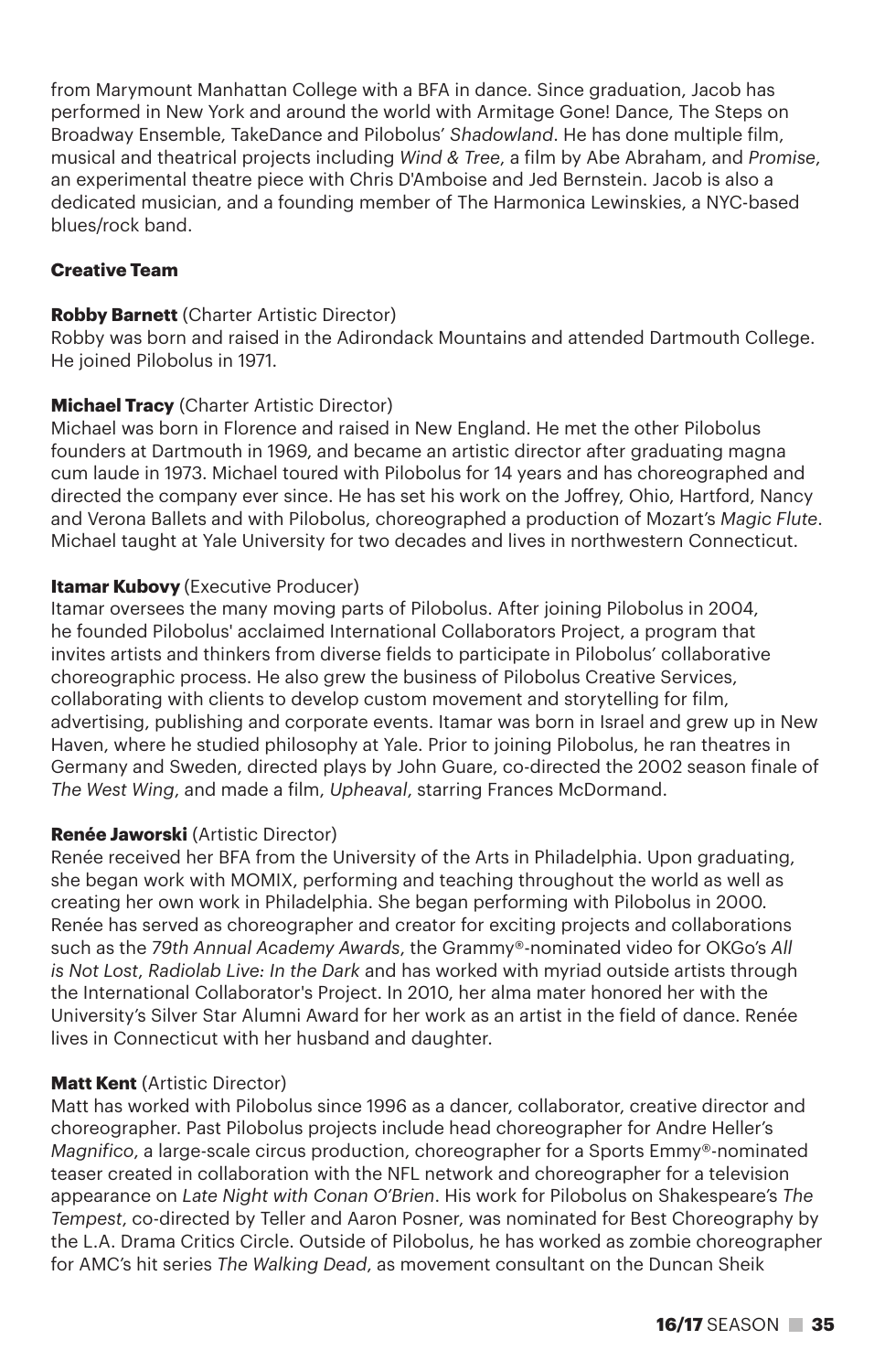from Marymount Manhattan College with a BFA in dance. Since graduation, Jacob has performed in New York and around the world with Armitage Gone! Dance, The Steps on Broadway Ensemble, TakeDance and Pilobolus' *Shadowland*. He has done multiple film, musical and theatrical projects including *Wind & Tree*, a film by Abe Abraham, and *Promise*, an experimental theatre piece with Chris D'Amboise and Jed Bernstein. Jacob is also a dedicated musician, and a founding member of The Harmonica Lewinskies, a NYC-based blues/rock band.

## Creative Team

**Robby Barnett** (Charter Artistic Director)
Robby was born and raised in the Adirondack Mountains and attended Dartmouth College. He joined Pilobolus in 1971.

**Michael Tracy** (Charter Artistic Director)
Michael was born in Florence and raised in New England. He met the other Pilobolus founders at Dartmouth in 1969, and became an artistic director after graduating magna cum laude in 1973. Michael toured with Pilobolus for 14 years and has choreographed and directed the company ever since. He has set his work on the Joffrey, Ohio, Hartford, Nancy and Verona Ballets and with Pilobolus, choreographed a production of Mozart's *Magic Flute*. Michael taught at Yale University for two decades and lives in northwestern Connecticut.

**Itamar Kubovy** (Executive Producer)
Itamar oversees the many moving parts of Pilobolus. After joining Pilobolus in 2004, he founded Pilobolus' acclaimed International Collaborators Project, a program that invites artists and thinkers from diverse fields to participate in Pilobolus' collaborative choreographic process. He also grew the business of Pilobolus Creative Services, collaborating with clients to develop custom movement and storytelling for film, advertising, publishing and corporate events. Itamar was born in Israel and grew up in New Haven, where he studied philosophy at Yale. Prior to joining Pilobolus, he ran theatres in Germany and Sweden, directed plays by John Guare, co-directed the 2002 season finale of *The West Wing*, and made a film, *Upheaval*, starring Frances McDormand.

**Renée Jaworski** (Artistic Director)
Renée received her BFA from the University of the Arts in Philadelphia. Upon graduating, she began work with MOMIX, performing and teaching throughout the world as well as creating her own work in Philadelphia. She began performing with Pilobolus in 2000. Renée has served as choreographer and creator for exciting projects and collaborations such as the *79th Annual Academy Awards*, the Grammy®-nominated video for OKGo's *All is Not Lost*, *Radiolab Live: In the Dark* and has worked with myriad outside artists through the International Collaborator's Project. In 2010, her alma mater honored her with the University's Silver Star Alumni Award for her work as an artist in the field of dance. Renée lives in Connecticut with her husband and daughter.

**Matt Kent** (Artistic Director)
Matt has worked with Pilobolus since 1996 as a dancer, collaborator, creative director and choreographer. Past Pilobolus projects include head choreographer for Andre Heller's *Magnifico*, a large-scale circus production, choreographer for a Sports Emmy®-nominated teaser created in collaboration with the NFL network and choreographer for a television appearance on *Late Night with Conan O'Brien*. His work for Pilobolus on Shakespeare's *The Tempest*, co-directed by Teller and Aaron Posner, was nominated for Best Choreography by the L.A. Drama Critics Circle. Outside of Pilobolus, he has worked as zombie choreographer for AMC's hit series *The Walking Dead*, as movement consultant on the Duncan Sheik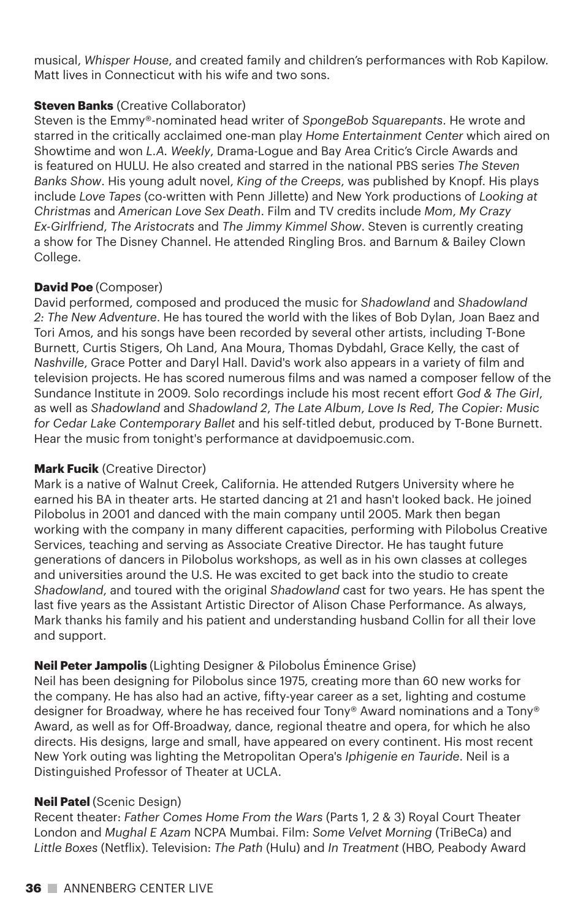musical, *Whisper House*, and created family and children's performances with Rob Kapilow. Matt lives in Connecticut with his wife and two sons.

**Steven Banks** (Creative Collaborator)
Steven is the Emmy®-nominated head writer of *SpongeBob Squarepants*. He wrote and starred in the critically acclaimed one-man play *Home Entertainment Center* which aired on Showtime and won *L.A. Weekly*, Drama-Logue and Bay Area Critic's Circle Awards and is featured on HULU. He also created and starred in the national PBS series *The Steven Banks Show*. His young adult novel, *King of the Creeps*, was published by Knopf. His plays include *Love Tapes* (co-written with Penn Jillette) and New York productions of *Looking at Christmas* and *American Love Sex Death*. Film and TV credits include *Mom*, *My Crazy Ex-Girlfriend*, *The Aristocrats* and *The Jimmy Kimmel Show*. Steven is currently creating a show for The Disney Channel. He attended Ringling Bros. and Barnum & Bailey Clown College.

**David Poe** (Composer)
David performed, composed and produced the music for *Shadowland* and *Shadowland 2: The New Adventure*. He has toured the world with the likes of Bob Dylan, Joan Baez and Tori Amos, and his songs have been recorded by several other artists, including T-Bone Burnett, Curtis Stigers, Oh Land, Ana Moura, Thomas Dybdahl, Grace Kelly, the cast of *Nashville*, Grace Potter and Daryl Hall. David's work also appears in a variety of film and television projects. He has scored numerous films and was named a composer fellow of the Sundance Institute in 2009. Solo recordings include his most recent effort *God & The Girl*, as well as *Shadowland* and *Shadowland 2*, *The Late Album*, *Love Is Red*, *The Copier: Music for Cedar Lake Contemporary Ballet* and his self-titled debut, produced by T-Bone Burnett. Hear the music from tonight's performance at davidpoemusic.com.

**Mark Fucik** (Creative Director)
Mark is a native of Walnut Creek, California. He attended Rutgers University where he earned his BA in theater arts. He started dancing at 21 and hasn't looked back. He joined Pilobolus in 2001 and danced with the main company until 2005. Mark then began working with the company in many different capacities, performing with Pilobolus Creative Services, teaching and serving as Associate Creative Director. He has taught future generations of dancers in Pilobolus workshops, as well as in his own classes at colleges and universities around the U.S. He was excited to get back into the studio to create *Shadowland*, and toured with the original *Shadowland* cast for two years. He has spent the last five years as the Assistant Artistic Director of Alison Chase Performance. As always, Mark thanks his family and his patient and understanding husband Collin for all their love and support.

**Neil Peter Jampolis** (Lighting Designer & Pilobolus Éminence Grise)
Neil has been designing for Pilobolus since 1975, creating more than 60 new works for the company. He has also had an active, fifty-year career as a set, lighting and costume designer for Broadway, where he has received four Tony® Award nominations and a Tony® Award, as well as for Off-Broadway, dance, regional theatre and opera, for which he also directs. His designs, large and small, have appeared on every continent. His most recent New York outing was lighting the Metropolitan Opera's *Iphigenie en Tauride*. Neil is a Distinguished Professor of Theater at UCLA.

**Neil Patel** (Scenic Design)
Recent theater: *Father Comes Home From the Wars* (Parts 1, 2 & 3) Royal Court Theater London and *Mughal E Azam* NCPA Mumbai. Film: *Some Velvet Morning* (TriBeCa) and *Little Boxes* (Netflix). Television: *The Path* (Hulu) and *In Treatment* (HBO, Peabody Award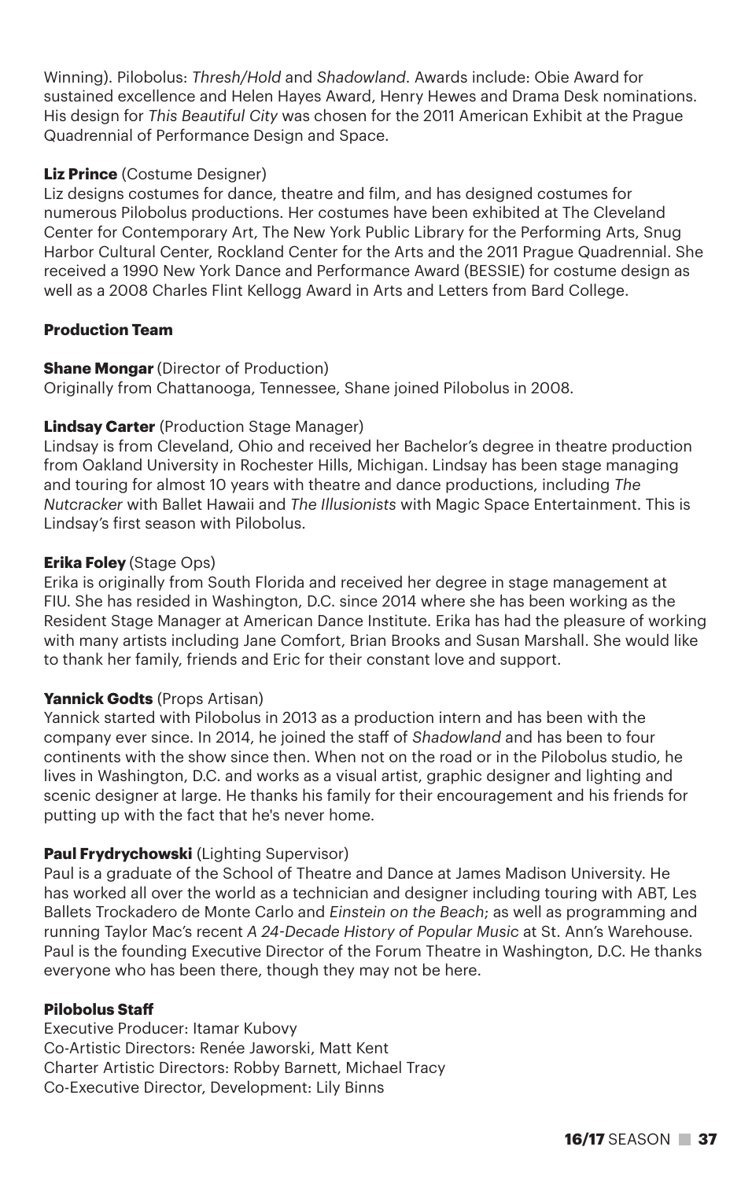Winning). Pilobolus: *Thresh/Hold* and *Shadowland*. Awards include: Obie Award for sustained excellence and Helen Hayes Award, Henry Hewes and Drama Desk nominations. His design for *This Beautiful City* was chosen for the 2011 American Exhibit at the Prague Quadrennial of Performance Design and Space.

**Liz Prince** (Costume Designer)
Liz designs costumes for dance, theatre and film, and has designed costumes for numerous Pilobolus productions. Her costumes have been exhibited at The Cleveland Center for Contemporary Art, The New York Public Library for the Performing Arts, Snug Harbor Cultural Center, Rockland Center for the Arts and the 2011 Prague Quadrennial. She received a 1990 New York Dance and Performance Award (BESSIE) for costume design as well as a 2008 Charles Flint Kellogg Award in Arts and Letters from Bard College.

**Production Team**

**Shane Mongar** (Director of Production)
Originally from Chattanooga, Tennessee, Shane joined Pilobolus in 2008.

**Lindsay Carter** (Production Stage Manager)
Lindsay is from Cleveland, Ohio and received her Bachelor's degree in theatre production from Oakland University in Rochester Hills, Michigan. Lindsay has been stage managing and touring for almost 10 years with theatre and dance productions, including *The Nutcracker* with Ballet Hawaii and *The Illusionists* with Magic Space Entertainment. This is Lindsay's first season with Pilobolus.

**Erika Foley** (Stage Ops)
Erika is originally from South Florida and received her degree in stage management at FIU. She has resided in Washington, D.C. since 2014 where she has been working as the Resident Stage Manager at American Dance Institute. Erika has had the pleasure of working with many artists including Jane Comfort, Brian Brooks and Susan Marshall. She would like to thank her family, friends and Eric for their constant love and support.

**Yannick Godts** (Props Artisan)
Yannick started with Pilobolus in 2013 as a production intern and has been with the company ever since. In 2014, he joined the staff of *Shadowland* and has been to four continents with the show since then. When not on the road or in the Pilobolus studio, he lives in Washington, D.C. and works as a visual artist, graphic designer and lighting and scenic designer at large. He thanks his family for their encouragement and his friends for putting up with the fact that he's never home.

**Paul Frydrychowski** (Lighting Supervisor)
Paul is a graduate of the School of Theatre and Dance at James Madison University. He has worked all over the world as a technician and designer including touring with ABT, Les Ballets Trockadero de Monte Carlo and *Einstein on the Beach*; as well as programming and running Taylor Mac's recent *A 24-Decade History of Popular Music* at St. Ann's Warehouse. Paul is the founding Executive Director of the Forum Theatre in Washington, D.C. He thanks everyone who has been there, though they may not be here.

**Pilobolus Staff**
Executive Producer: Itamar Kubovy
Co-Artistic Directors: Renée Jaworski, Matt Kent
Charter Artistic Directors: Robby Barnett, Michael Tracy
Co-Executive Director, Development: Lily Binns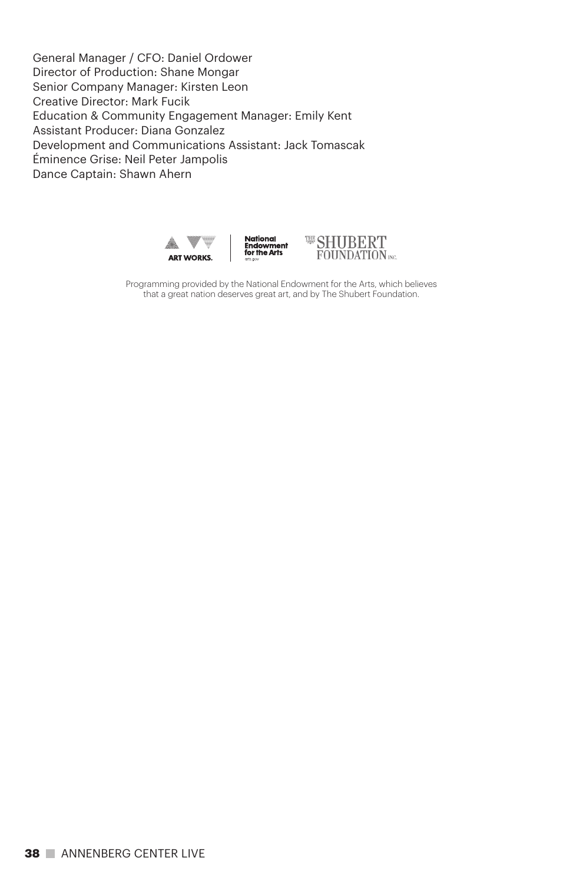General Manager / CFO: Daniel Ordower
Director of Production: Shane Mongar
Senior Company Manager: Kirsten Leon
Creative Director: Mark Fucik
Education & Community Engagement Manager: Emily Kent
Assistant Producer: Diana Gonzalez
Development and Communications Assistant: Jack Tomascak
Éminence Grise: Neil Peter Jampolis
Dance Captain: Shawn Ahern

Programming provided by the National Endowment for the Arts, which believes that a great nation deserves great art, and by The Shubert Foundation.